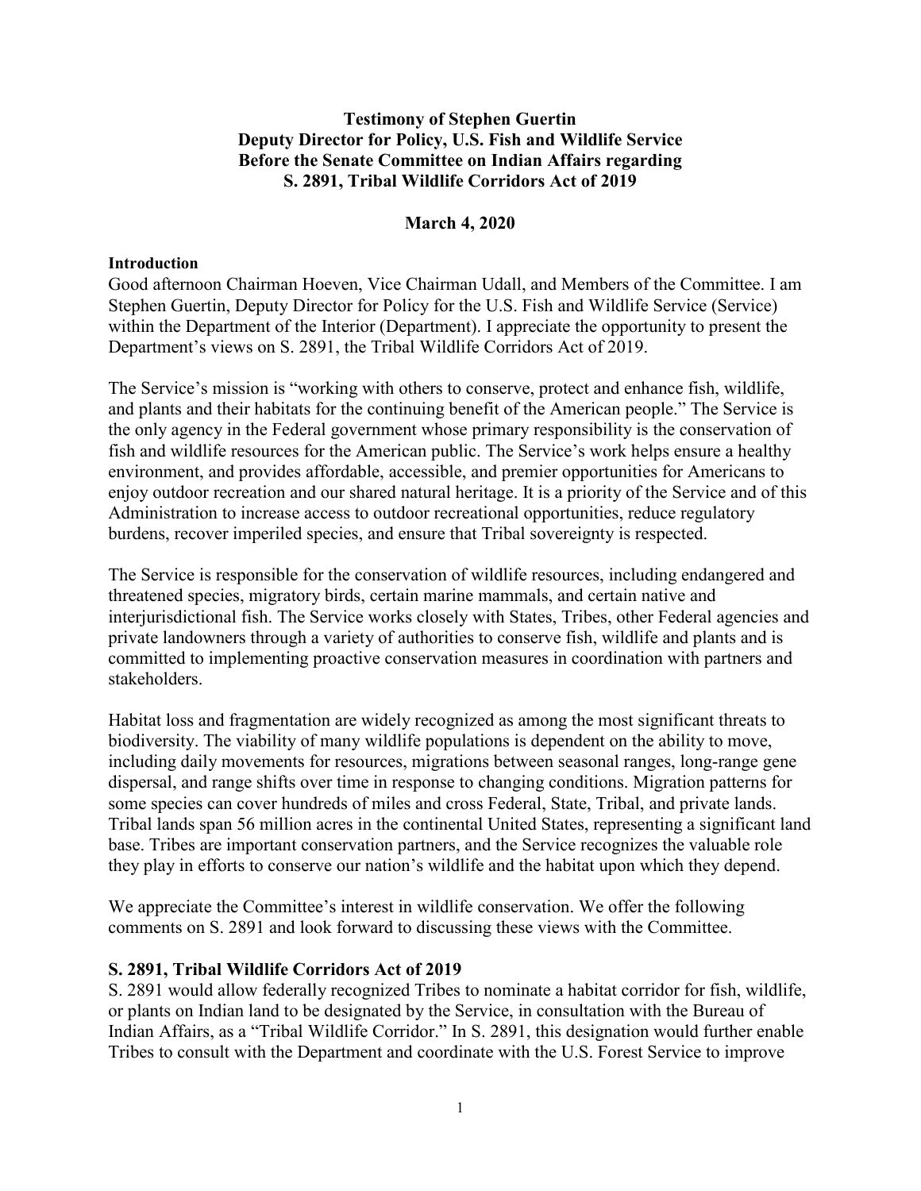**Testimony of Stephen Guertin**
**Deputy Director for Policy, U.S. Fish and Wildlife Service**
**Before the Senate Committee on Indian Affairs regarding**
**S. 2891, Tribal Wildlife Corridors Act of 2019**

**March 4, 2020**

**Introduction**

Good afternoon Chairman Hoeven, Vice Chairman Udall, and Members of the Committee. I am Stephen Guertin, Deputy Director for Policy for the U.S. Fish and Wildlife Service (Service) within the Department of the Interior (Department). I appreciate the opportunity to present the Department's views on S. 2891, the Tribal Wildlife Corridors Act of 2019.

The Service's mission is "working with others to conserve, protect and enhance fish, wildlife, and plants and their habitats for the continuing benefit of the American people." The Service is the only agency in the Federal government whose primary responsibility is the conservation of fish and wildlife resources for the American public. The Service's work helps ensure a healthy environment, and provides affordable, accessible, and premier opportunities for Americans to enjoy outdoor recreation and our shared natural heritage. It is a priority of the Service and of this Administration to increase access to outdoor recreational opportunities, reduce regulatory burdens, recover imperiled species, and ensure that Tribal sovereignty is respected.

The Service is responsible for the conservation of wildlife resources, including endangered and threatened species, migratory birds, certain marine mammals, and certain native and interjurisdictional fish. The Service works closely with States, Tribes, other Federal agencies and private landowners through a variety of authorities to conserve fish, wildlife and plants and is committed to implementing proactive conservation measures in coordination with partners and stakeholders.

Habitat loss and fragmentation are widely recognized as among the most significant threats to biodiversity. The viability of many wildlife populations is dependent on the ability to move, including daily movements for resources, migrations between seasonal ranges, long-range gene dispersal, and range shifts over time in response to changing conditions. Migration patterns for some species can cover hundreds of miles and cross Federal, State, Tribal, and private lands. Tribal lands span 56 million acres in the continental United States, representing a significant land base. Tribes are important conservation partners, and the Service recognizes the valuable role they play in efforts to conserve our nation's wildlife and the habitat upon which they depend.

We appreciate the Committee's interest in wildlife conservation. We offer the following comments on S. 2891 and look forward to discussing these views with the Committee.

**S. 2891, Tribal Wildlife Corridors Act of 2019**

S. 2891 would allow federally recognized Tribes to nominate a habitat corridor for fish, wildlife, or plants on Indian land to be designated by the Service, in consultation with the Bureau of Indian Affairs, as a "Tribal Wildlife Corridor." In S. 2891, this designation would further enable Tribes to consult with the Department and coordinate with the U.S. Forest Service to improve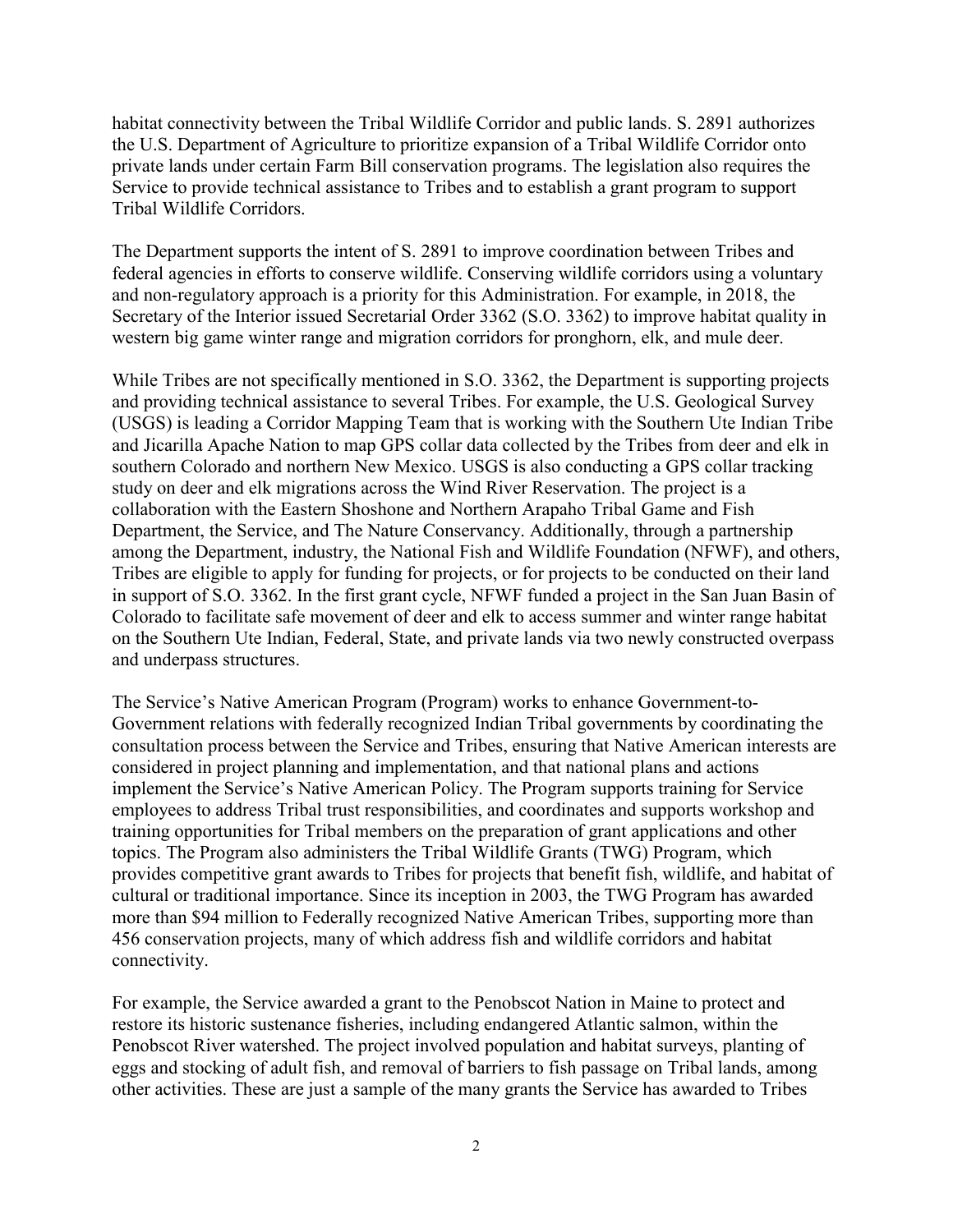habitat connectivity between the Tribal Wildlife Corridor and public lands. S. 2891 authorizes the U.S. Department of Agriculture to prioritize expansion of a Tribal Wildlife Corridor onto private lands under certain Farm Bill conservation programs. The legislation also requires the Service to provide technical assistance to Tribes and to establish a grant program to support Tribal Wildlife Corridors.

The Department supports the intent of S. 2891 to improve coordination between Tribes and federal agencies in efforts to conserve wildlife. Conserving wildlife corridors using a voluntary and non-regulatory approach is a priority for this Administration. For example, in 2018, the Secretary of the Interior issued Secretarial Order 3362 (S.O. 3362) to improve habitat quality in western big game winter range and migration corridors for pronghorn, elk, and mule deer.

While Tribes are not specifically mentioned in S.O. 3362, the Department is supporting projects and providing technical assistance to several Tribes. For example, the U.S. Geological Survey (USGS) is leading a Corridor Mapping Team that is working with the Southern Ute Indian Tribe and Jicarilla Apache Nation to map GPS collar data collected by the Tribes from deer and elk in southern Colorado and northern New Mexico. USGS is also conducting a GPS collar tracking study on deer and elk migrations across the Wind River Reservation. The project is a collaboration with the Eastern Shoshone and Northern Arapaho Tribal Game and Fish Department, the Service, and The Nature Conservancy. Additionally, through a partnership among the Department, industry, the National Fish and Wildlife Foundation (NFWF), and others, Tribes are eligible to apply for funding for projects, or for projects to be conducted on their land in support of S.O. 3362. In the first grant cycle, NFWF funded a project in the San Juan Basin of Colorado to facilitate safe movement of deer and elk to access summer and winter range habitat on the Southern Ute Indian, Federal, State, and private lands via two newly constructed overpass and underpass structures.

The Service's Native American Program (Program) works to enhance Government-to-Government relations with federally recognized Indian Tribal governments by coordinating the consultation process between the Service and Tribes, ensuring that Native American interests are considered in project planning and implementation, and that national plans and actions implement the Service's Native American Policy. The Program supports training for Service employees to address Tribal trust responsibilities, and coordinates and supports workshop and training opportunities for Tribal members on the preparation of grant applications and other topics. The Program also administers the Tribal Wildlife Grants (TWG) Program, which provides competitive grant awards to Tribes for projects that benefit fish, wildlife, and habitat of cultural or traditional importance. Since its inception in 2003, the TWG Program has awarded more than $94 million to Federally recognized Native American Tribes, supporting more than 456 conservation projects, many of which address fish and wildlife corridors and habitat connectivity.

For example, the Service awarded a grant to the Penobscot Nation in Maine to protect and restore its historic sustenance fisheries, including endangered Atlantic salmon, within the Penobscot River watershed. The project involved population and habitat surveys, planting of eggs and stocking of adult fish, and removal of barriers to fish passage on Tribal lands, among other activities. These are just a sample of the many grants the Service has awarded to Tribes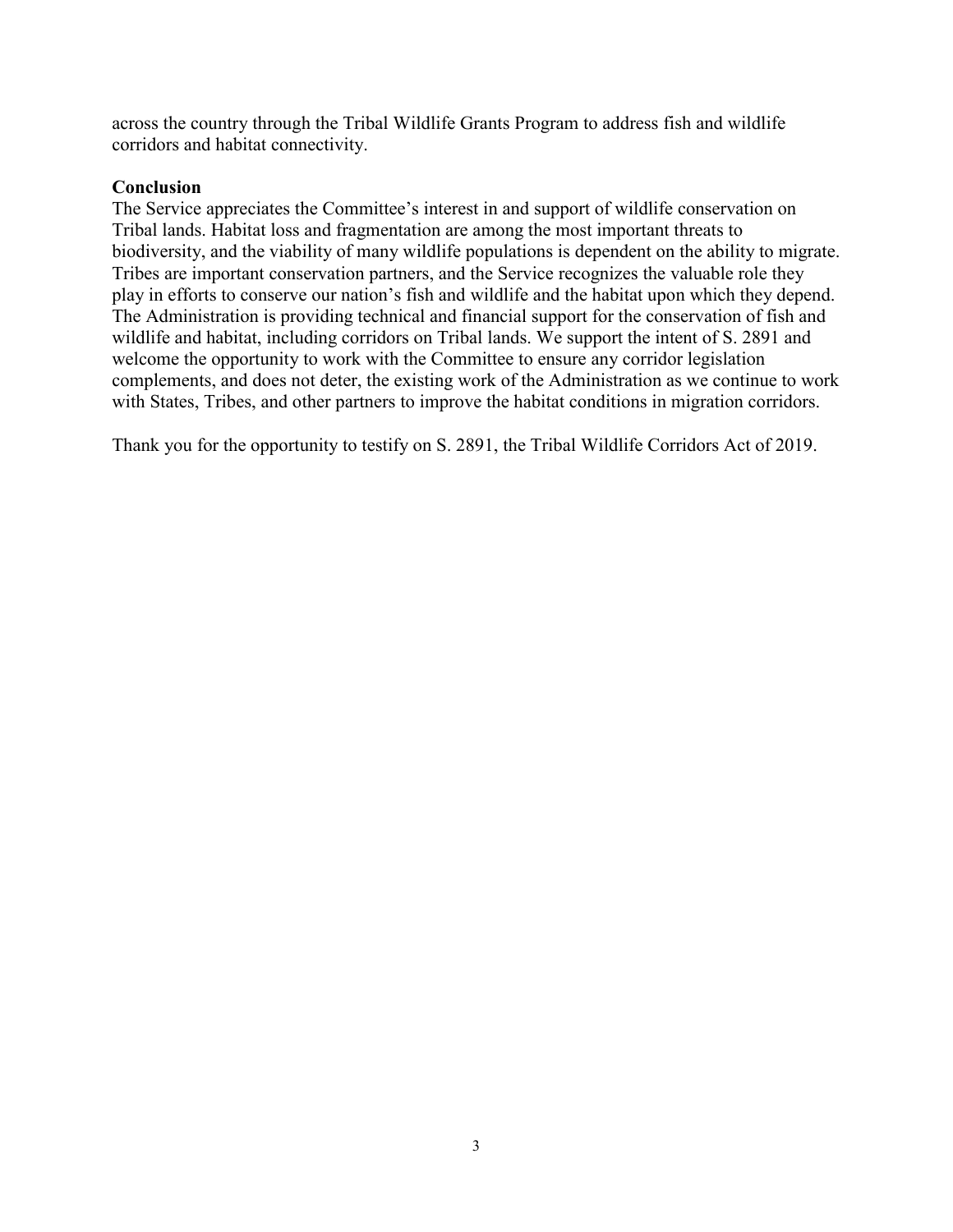across the country through the Tribal Wildlife Grants Program to address fish and wildlife corridors and habitat connectivity.

**Conclusion**

The Service appreciates the Committee's interest in and support of wildlife conservation on Tribal lands. Habitat loss and fragmentation are among the most important threats to biodiversity, and the viability of many wildlife populations is dependent on the ability to migrate. Tribes are important conservation partners, and the Service recognizes the valuable role they play in efforts to conserve our nation's fish and wildlife and the habitat upon which they depend. The Administration is providing technical and financial support for the conservation of fish and wildlife and habitat, including corridors on Tribal lands. We support the intent of S. 2891 and welcome the opportunity to work with the Committee to ensure any corridor legislation complements, and does not deter, the existing work of the Administration as we continue to work with States, Tribes, and other partners to improve the habitat conditions in migration corridors.

Thank you for the opportunity to testify on S. 2891, the Tribal Wildlife Corridors Act of 2019.